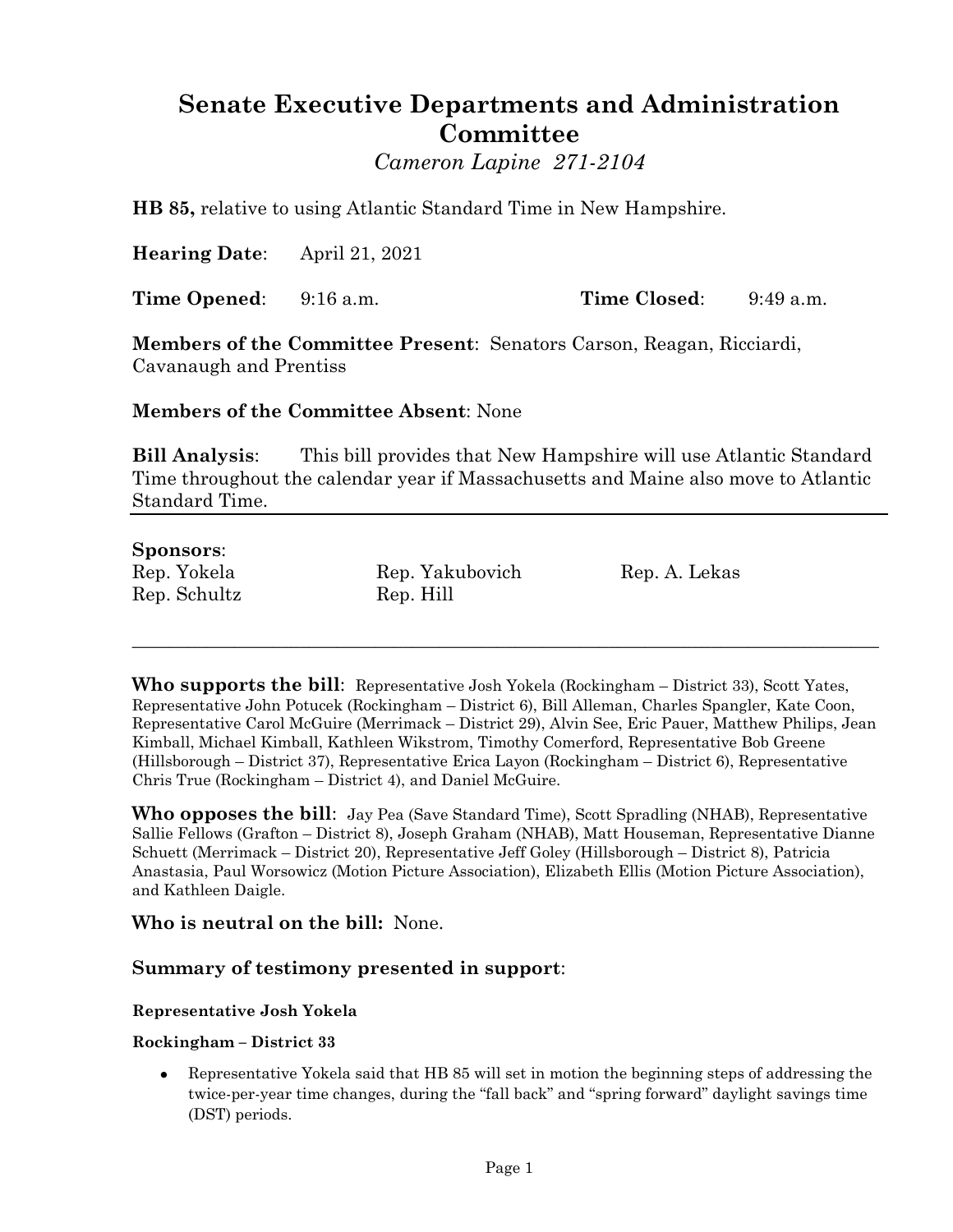# Senate Executive Departments and Administration Committee

*Cameron Lapine 271-2104*

**HB 85,** relative to using Atlantic Standard Time in New Hampshire.

**Hearing Date**: April 21, 2021

**Time Opened**: 9:16 a.m. **Time Closed**: 9:49 a.m.

**Members of the Committee Present**: Senators Carson, Reagan, Ricciardi, Cavanaugh and Prentiss

**Members of the Committee Absent**: None

**Bill Analysis**: This bill provides that New Hampshire will use Atlantic Standard Time throughout the calendar year if Massachusetts and Maine also move to Atlantic Standard Time.

---

**Sponsors**:

| | | |
|---|---|---|
| Rep. Yokela | Rep. Yakubovich | Rep. A. Lekas |
| Rep. Schultz | Rep. Hill | |

---

**Who supports the bill**: Representative Josh Yokela (Rockingham – District 33), Scott Yates, Representative John Potucek (Rockingham – District 6), Bill Alleman, Charles Spangler, Kate Coon, Representative Carol McGuire (Merrimack – District 29), Alvin See, Eric Pauer, Matthew Philips, Jean Kimball, Michael Kimball, Kathleen Wikstrom, Timothy Comerford, Representative Bob Greene (Hillsborough – District 37), Representative Erica Layon (Rockingham – District 6), Representative Chris True (Rockingham – District 4), and Daniel McGuire.

**Who opposes the bill**: Jay Pea (Save Standard Time), Scott Spradling (NHAB), Representative Sallie Fellows (Grafton – District 8), Joseph Graham (NHAB), Matt Houseman, Representative Dianne Schuett (Merrimack – District 20), Representative Jeff Goley (Hillsborough – District 8), Patricia Anastasia, Paul Worsowicz (Motion Picture Association), Elizabeth Ellis (Motion Picture Association), and Kathleen Daigle.

**Who is neutral on the bill:** None.

## Summary of testimony presented in support:

**Representative Josh Yokela**

**Rockingham – District 33**

- Representative Yokela said that HB 85 will set in motion the beginning steps of addressing the twice-per-year time changes, during the "fall back" and "spring forward" daylight savings time (DST) periods.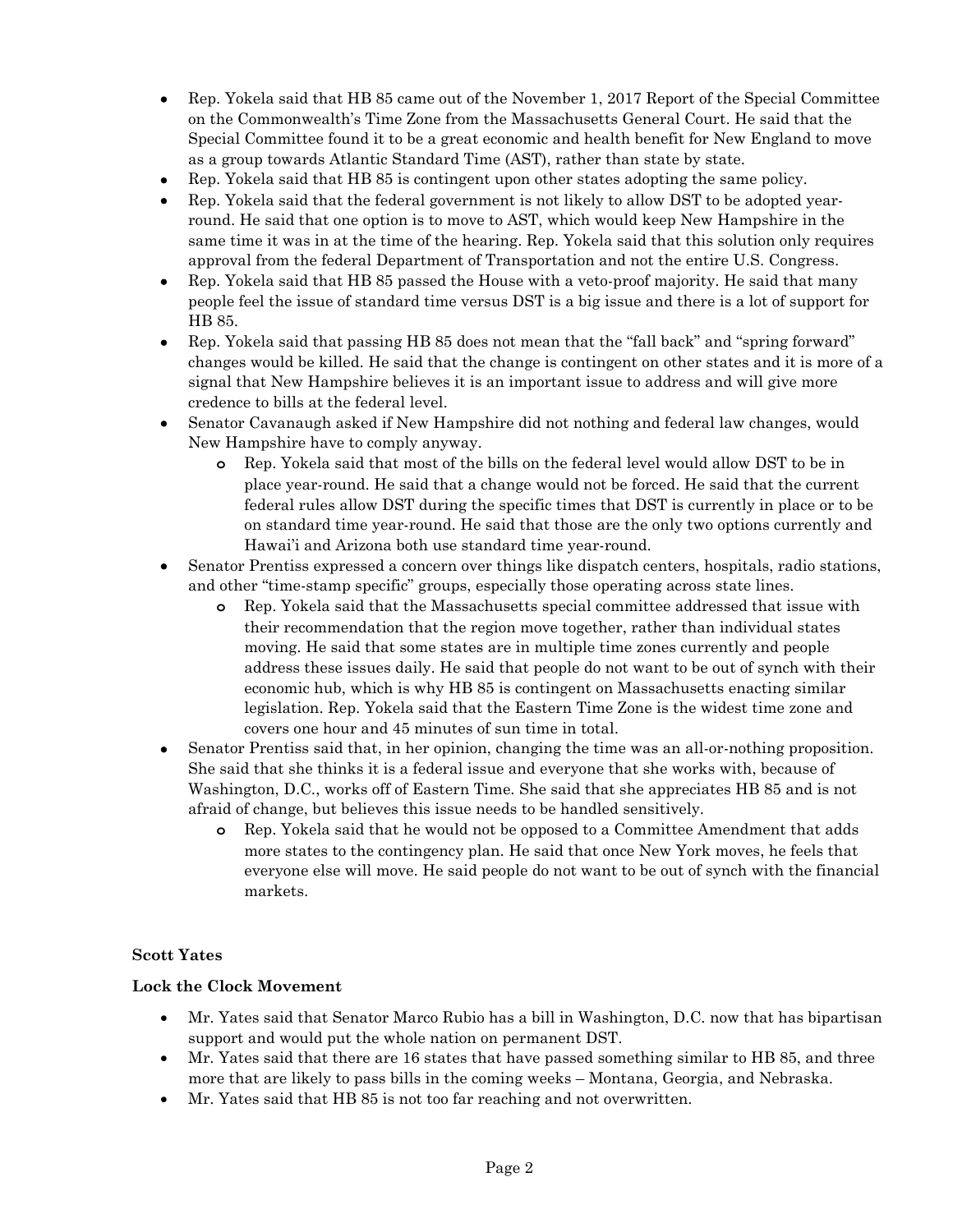- Rep. Yokela said that HB 85 came out of the November 1, 2017 Report of the Special Committee on the Commonwealth's Time Zone from the Massachusetts General Court. He said that the Special Committee found it to be a great economic and health benefit for New England to move as a group towards Atlantic Standard Time (AST), rather than state by state.
- Rep. Yokela said that HB 85 is contingent upon other states adopting the same policy.
- Rep. Yokela said that the federal government is not likely to allow DST to be adopted year-round. He said that one option is to move to AST, which would keep New Hampshire in the same time it was in at the time of the hearing. Rep. Yokela said that this solution only requires approval from the federal Department of Transportation and not the entire U.S. Congress.
- Rep. Yokela said that HB 85 passed the House with a veto-proof majority. He said that many people feel the issue of standard time versus DST is a big issue and there is a lot of support for HB 85.
- Rep. Yokela said that passing HB 85 does not mean that the "fall back" and "spring forward" changes would be killed. He said that the change is contingent on other states and it is more of a signal that New Hampshire believes it is an important issue to address and will give more credence to bills at the federal level.
- Senator Cavanaugh asked if New Hampshire did not nothing and federal law changes, would New Hampshire have to comply anyway.
  - Rep. Yokela said that most of the bills on the federal level would allow DST to be in place year-round. He said that a change would not be forced. He said that the current federal rules allow DST during the specific times that DST is currently in place or to be on standard time year-round. He said that those are the only two options currently and Hawai'i and Arizona both use standard time year-round.
- Senator Prentiss expressed a concern over things like dispatch centers, hospitals, radio stations, and other "time-stamp specific" groups, especially those operating across state lines.
  - Rep. Yokela said that the Massachusetts special committee addressed that issue with their recommendation that the region move together, rather than individual states moving. He said that some states are in multiple time zones currently and people address these issues daily. He said that people do not want to be out of synch with their economic hub, which is why HB 85 is contingent on Massachusetts enacting similar legislation. Rep. Yokela said that the Eastern Time Zone is the widest time zone and covers one hour and 45 minutes of sun time in total.
- Senator Prentiss said that, in her opinion, changing the time was an all-or-nothing proposition. She said that she thinks it is a federal issue and everyone that she works with, because of Washington, D.C., works off of Eastern Time. She said that she appreciates HB 85 and is not afraid of change, but believes this issue needs to be handled sensitively.
  - Rep. Yokela said that he would not be opposed to a Committee Amendment that adds more states to the contingency plan. He said that once New York moves, he feels that everyone else will move. He said people do not want to be out of synch with the financial markets.

**Scott Yates**

**Lock the Clock Movement**

- Mr. Yates said that Senator Marco Rubio has a bill in Washington, D.C. now that has bipartisan support and would put the whole nation on permanent DST.
- Mr. Yates said that there are 16 states that have passed something similar to HB 85, and three more that are likely to pass bills in the coming weeks – Montana, Georgia, and Nebraska.
- Mr. Yates said that HB 85 is not too far reaching and not overwritten.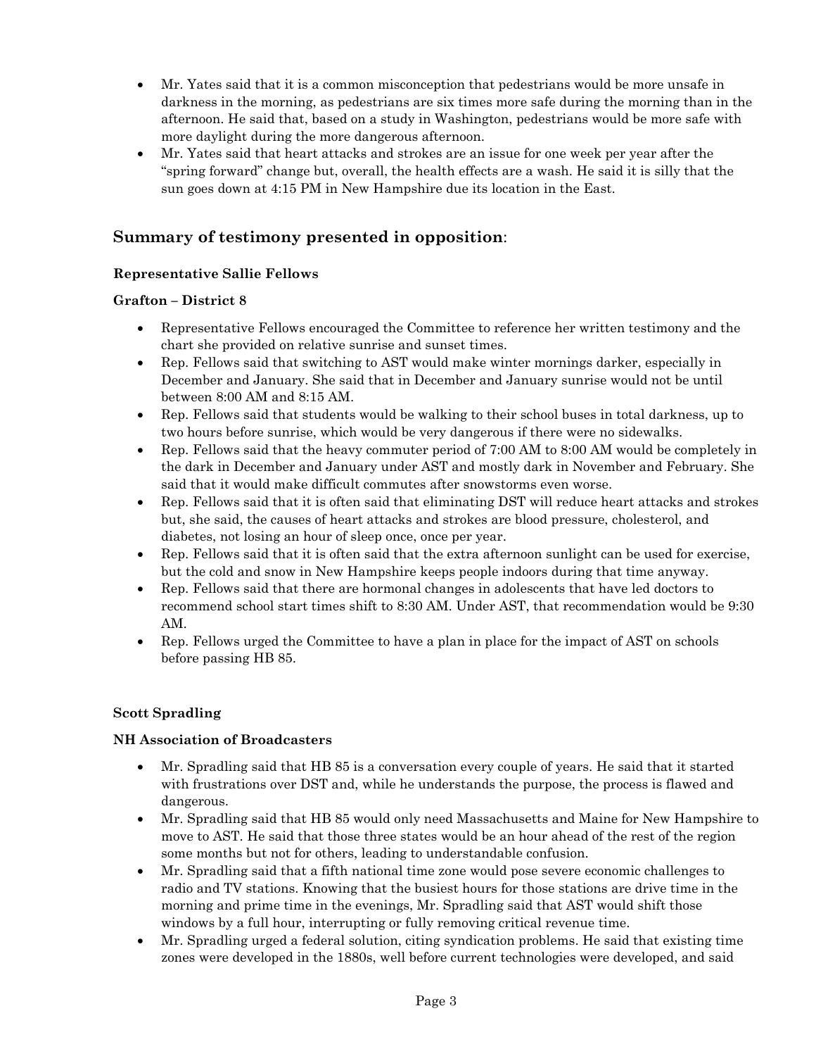- Mr. Yates said that it is a common misconception that pedestrians would be more unsafe in darkness in the morning, as pedestrians are six times more safe during the morning than in the afternoon. He said that, based on a study in Washington, pedestrians would be more safe with more daylight during the more dangerous afternoon.
- Mr. Yates said that heart attacks and strokes are an issue for one week per year after the "spring forward" change but, overall, the health effects are a wash. He said it is silly that the sun goes down at 4:15 PM in New Hampshire due its location in the East.

## Summary of testimony presented in opposition:

**Representative Sallie Fellows**

**Grafton – District 8**

- Representative Fellows encouraged the Committee to reference her written testimony and the chart she provided on relative sunrise and sunset times.
- Rep. Fellows said that switching to AST would make winter mornings darker, especially in December and January. She said that in December and January sunrise would not be until between 8:00 AM and 8:15 AM.
- Rep. Fellows said that students would be walking to their school buses in total darkness, up to two hours before sunrise, which would be very dangerous if there were no sidewalks.
- Rep. Fellows said that the heavy commuter period of 7:00 AM to 8:00 AM would be completely in the dark in December and January under AST and mostly dark in November and February. She said that it would make difficult commutes after snowstorms even worse.
- Rep. Fellows said that it is often said that eliminating DST will reduce heart attacks and strokes but, she said, the causes of heart attacks and strokes are blood pressure, cholesterol, and diabetes, not losing an hour of sleep once, once per year.
- Rep. Fellows said that it is often said that the extra afternoon sunlight can be used for exercise, but the cold and snow in New Hampshire keeps people indoors during that time anyway.
- Rep. Fellows said that there are hormonal changes in adolescents that have led doctors to recommend school start times shift to 8:30 AM. Under AST, that recommendation would be 9:30 AM.
- Rep. Fellows urged the Committee to have a plan in place for the impact of AST on schools before passing HB 85.

**Scott Spradling**

**NH Association of Broadcasters**

- Mr. Spradling said that HB 85 is a conversation every couple of years. He said that it started with frustrations over DST and, while he understands the purpose, the process is flawed and dangerous.
- Mr. Spradling said that HB 85 would only need Massachusetts and Maine for New Hampshire to move to AST. He said that those three states would be an hour ahead of the rest of the region some months but not for others, leading to understandable confusion.
- Mr. Spradling said that a fifth national time zone would pose severe economic challenges to radio and TV stations. Knowing that the busiest hours for those stations are drive time in the morning and prime time in the evenings, Mr. Spradling said that AST would shift those windows by a full hour, interrupting or fully removing critical revenue time.
- Mr. Spradling urged a federal solution, citing syndication problems. He said that existing time zones were developed in the 1880s, well before current technologies were developed, and said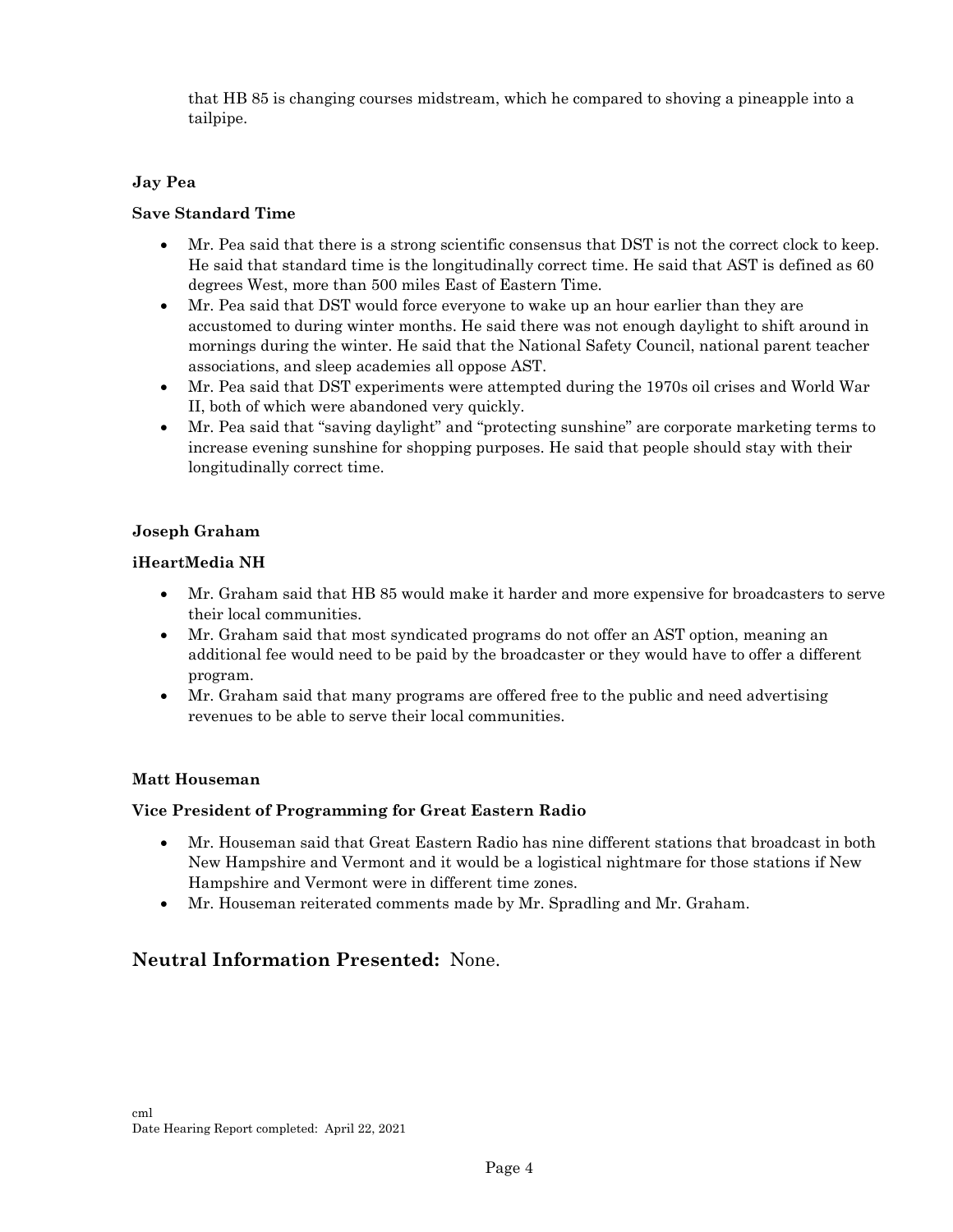that HB 85 is changing courses midstream, which he compared to shoving a pineapple into a tailpipe.

**Jay Pea**

**Save Standard Time**

- Mr. Pea said that there is a strong scientific consensus that DST is not the correct clock to keep. He said that standard time is the longitudinally correct time. He said that AST is defined as 60 degrees West, more than 500 miles East of Eastern Time.
- Mr. Pea said that DST would force everyone to wake up an hour earlier than they are accustomed to during winter months. He said there was not enough daylight to shift around in mornings during the winter. He said that the National Safety Council, national parent teacher associations, and sleep academies all oppose AST.
- Mr. Pea said that DST experiments were attempted during the 1970s oil crises and World War II, both of which were abandoned very quickly.
- Mr. Pea said that "saving daylight" and "protecting sunshine" are corporate marketing terms to increase evening sunshine for shopping purposes. He said that people should stay with their longitudinally correct time.

**Joseph Graham**

**iHeartMedia NH**

- Mr. Graham said that HB 85 would make it harder and more expensive for broadcasters to serve their local communities.
- Mr. Graham said that most syndicated programs do not offer an AST option, meaning an additional fee would need to be paid by the broadcaster or they would have to offer a different program.
- Mr. Graham said that many programs are offered free to the public and need advertising revenues to be able to serve their local communities.

**Matt Houseman**

**Vice President of Programming for Great Eastern Radio**

- Mr. Houseman said that Great Eastern Radio has nine different stations that broadcast in both New Hampshire and Vermont and it would be a logistical nightmare for those stations if New Hampshire and Vermont were in different time zones.
- Mr. Houseman reiterated comments made by Mr. Spradling and Mr. Graham.

## Neutral Information Presented: None.

cml
Date Hearing Report completed: April 22, 2021